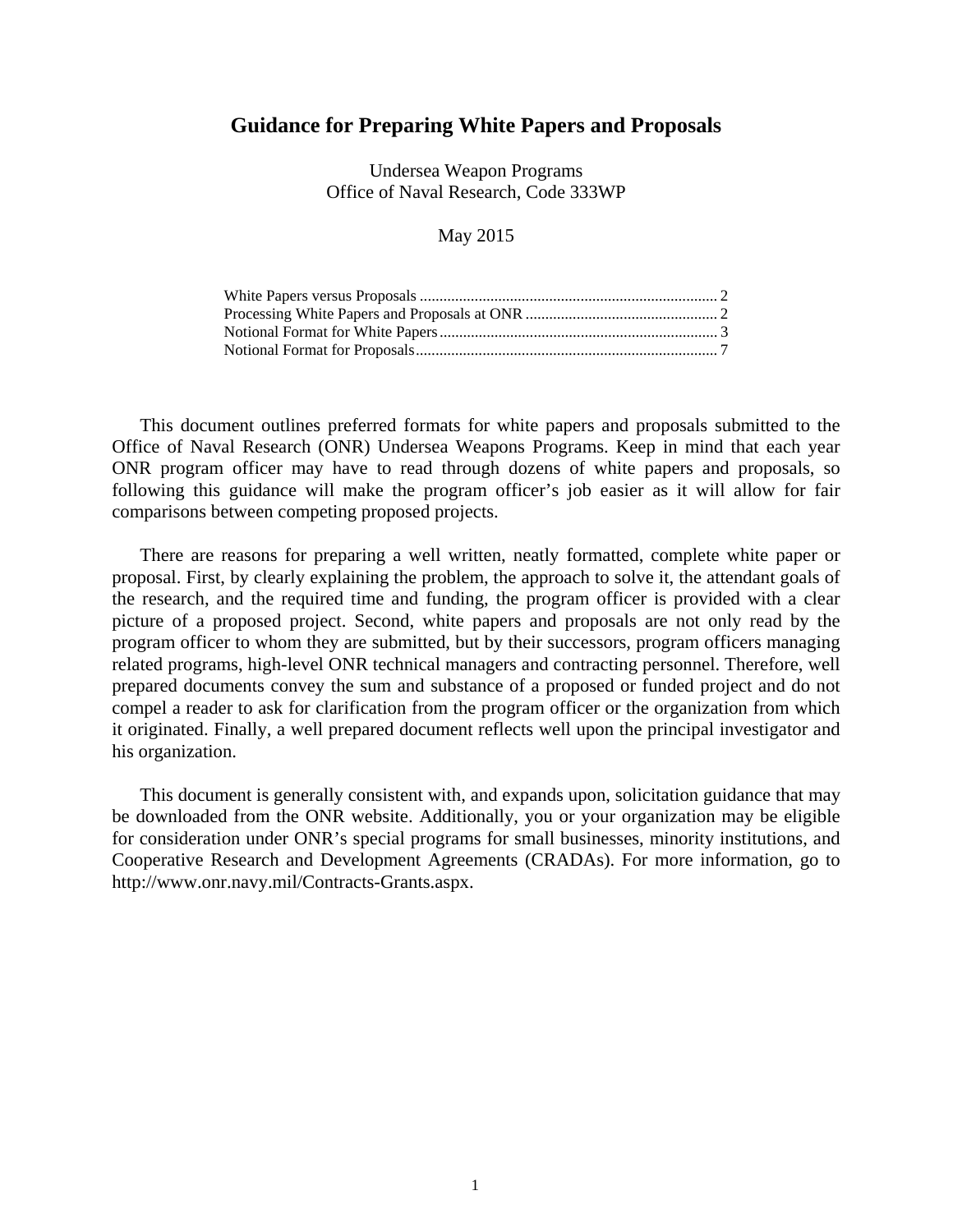# Guidance for Preparing White Papers and Proposals

Undersea Weapon Programs
Office of Naval Research, Code 333WP

May 2015

White Papers versus Proposals ........................................................................... 2
Processing White Papers and Proposals at ONR ................................................ 2
Notional Format for White Papers ...................................................................... 3
Notional Format for Proposals ............................................................................ 7

This document outlines preferred formats for white papers and proposals submitted to the Office of Naval Research (ONR) Undersea Weapons Programs. Keep in mind that each year ONR program officer may have to read through dozens of white papers and proposals, so following this guidance will make the program officer's job easier as it will allow for fair comparisons between competing proposed projects.

There are reasons for preparing a well written, neatly formatted, complete white paper or proposal. First, by clearly explaining the problem, the approach to solve it, the attendant goals of the research, and the required time and funding, the program officer is provided with a clear picture of a proposed project. Second, white papers and proposals are not only read by the program officer to whom they are submitted, but by their successors, program officers managing related programs, high-level ONR technical managers and contracting personnel. Therefore, well prepared documents convey the sum and substance of a proposed or funded project and do not compel a reader to ask for clarification from the program officer or the organization from which it originated. Finally, a well prepared document reflects well upon the principal investigator and his organization.

This document is generally consistent with, and expands upon, solicitation guidance that may be downloaded from the ONR website. Additionally, you or your organization may be eligible for consideration under ONR's special programs for small businesses, minority institutions, and Cooperative Research and Development Agreements (CRADAs). For more information, go to http://www.onr.navy.mil/Contracts-Grants.aspx.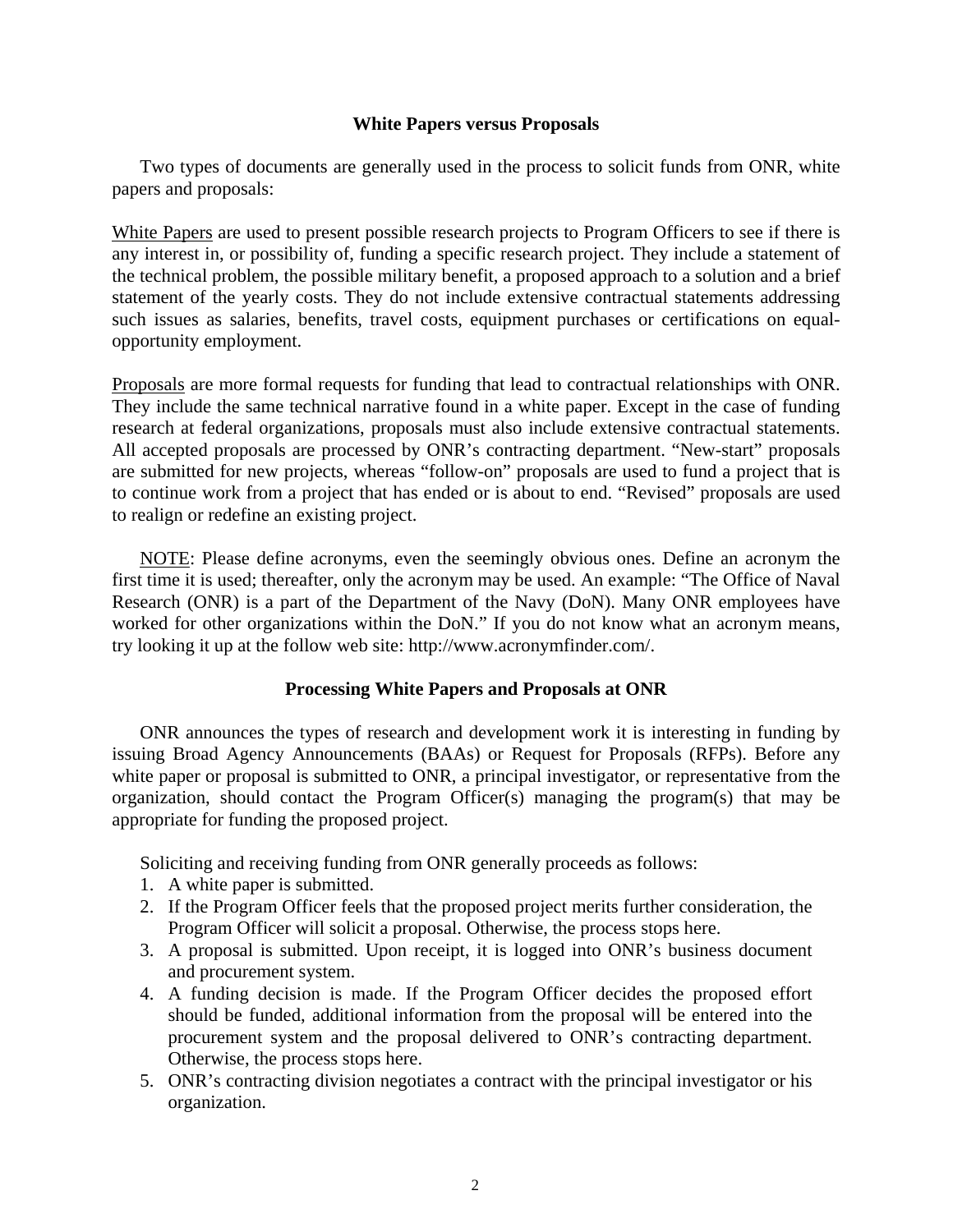## White Papers versus Proposals

Two types of documents are generally used in the process to solicit funds from ONR, white papers and proposals:

White Papers are used to present possible research projects to Program Officers to see if there is any interest in, or possibility of, funding a specific research project. They include a statement of the technical problem, the possible military benefit, a proposed approach to a solution and a brief statement of the yearly costs. They do not include extensive contractual statements addressing such issues as salaries, benefits, travel costs, equipment purchases or certifications on equal-opportunity employment.

Proposals are more formal requests for funding that lead to contractual relationships with ONR. They include the same technical narrative found in a white paper. Except in the case of funding research at federal organizations, proposals must also include extensive contractual statements. All accepted proposals are processed by ONR's contracting department. "New-start" proposals are submitted for new projects, whereas "follow-on" proposals are used to fund a project that is to continue work from a project that has ended or is about to end. "Revised" proposals are used to realign or redefine an existing project.

NOTE: Please define acronyms, even the seemingly obvious ones. Define an acronym the first time it is used; thereafter, only the acronym may be used. An example: "The Office of Naval Research (ONR) is a part of the Department of the Navy (DoN). Many ONR employees have worked for other organizations within the DoN." If you do not know what an acronym means, try looking it up at the follow web site: http://www.acronymfinder.com/.

## Processing White Papers and Proposals at ONR

ONR announces the types of research and development work it is interesting in funding by issuing Broad Agency Announcements (BAAs) or Request for Proposals (RFPs). Before any white paper or proposal is submitted to ONR, a principal investigator, or representative from the organization, should contact the Program Officer(s) managing the program(s) that may be appropriate for funding the proposed project.

Soliciting and receiving funding from ONR generally proceeds as follows:

1. A white paper is submitted.
2. If the Program Officer feels that the proposed project merits further consideration, the Program Officer will solicit a proposal. Otherwise, the process stops here.
3. A proposal is submitted. Upon receipt, it is logged into ONR's business document and procurement system.
4. A funding decision is made. If the Program Officer decides the proposed effort should be funded, additional information from the proposal will be entered into the procurement system and the proposal delivered to ONR's contracting department. Otherwise, the process stops here.
5. ONR's contracting division negotiates a contract with the principal investigator or his organization.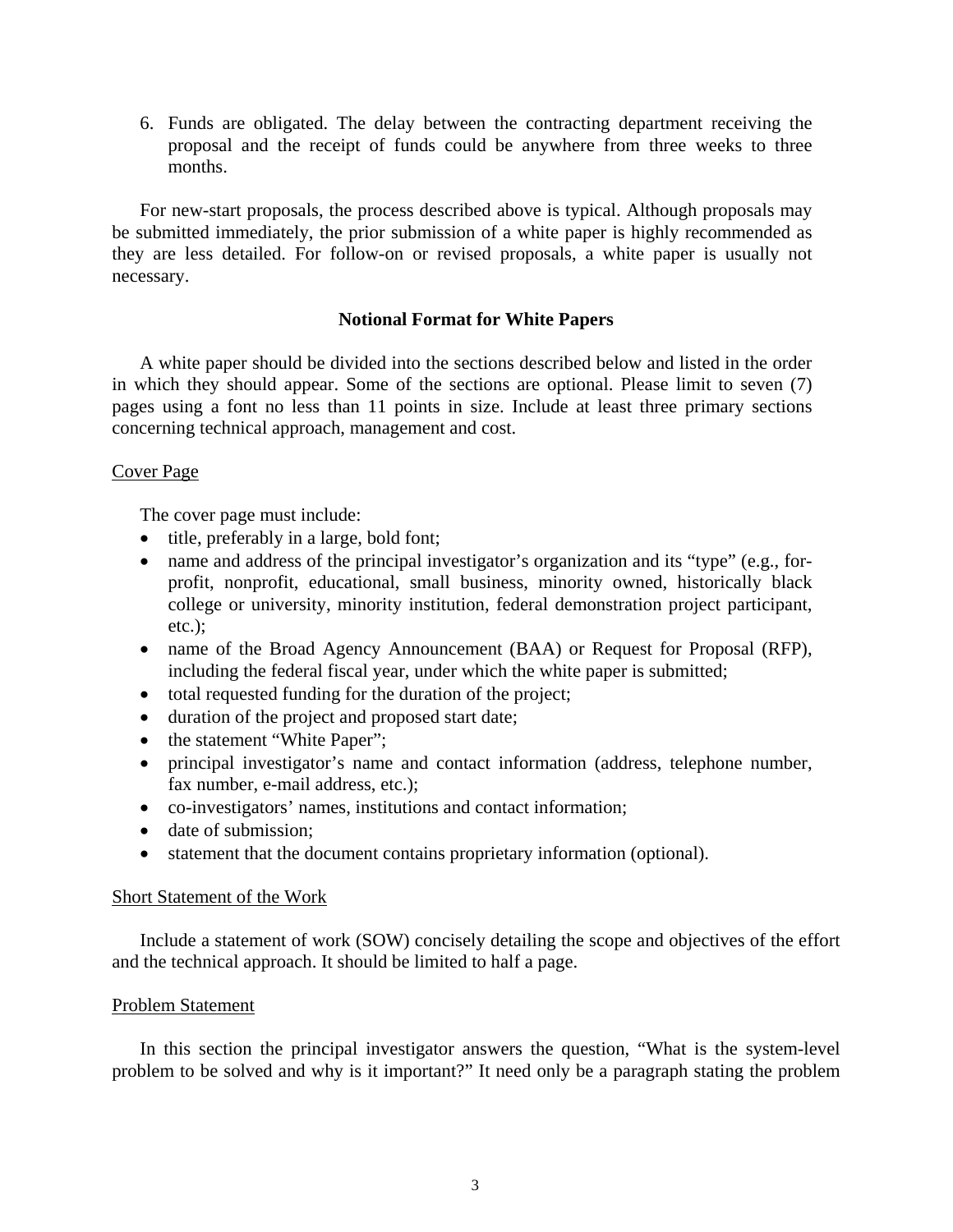6. Funds are obligated. The delay between the contracting department receiving the proposal and the receipt of funds could be anywhere from three weeks to three months.

For new-start proposals, the process described above is typical. Although proposals may be submitted immediately, the prior submission of a white paper is highly recommended as they are less detailed. For follow-on or revised proposals, a white paper is usually not necessary.

## Notional Format for White Papers

A white paper should be divided into the sections described below and listed in the order in which they should appear. Some of the sections are optional. Please limit to seven (7) pages using a font no less than 11 points in size. Include at least three primary sections concerning technical approach, management and cost.

### Cover Page

The cover page must include:

- title, preferably in a large, bold font;
- name and address of the principal investigator's organization and its "type" (e.g., for-profit, nonprofit, educational, small business, minority owned, historically black college or university, minority institution, federal demonstration project participant, etc.);
- name of the Broad Agency Announcement (BAA) or Request for Proposal (RFP), including the federal fiscal year, under which the white paper is submitted;
- total requested funding for the duration of the project;
- duration of the project and proposed start date;
- the statement "White Paper";
- principal investigator's name and contact information (address, telephone number, fax number, e-mail address, etc.);
- co-investigators' names, institutions and contact information;
- date of submission;
- statement that the document contains proprietary information (optional).

### Short Statement of the Work

Include a statement of work (SOW) concisely detailing the scope and objectives of the effort and the technical approach. It should be limited to half a page.

### Problem Statement

In this section the principal investigator answers the question, "What is the system-level problem to be solved and why is it important?" It need only be a paragraph stating the problem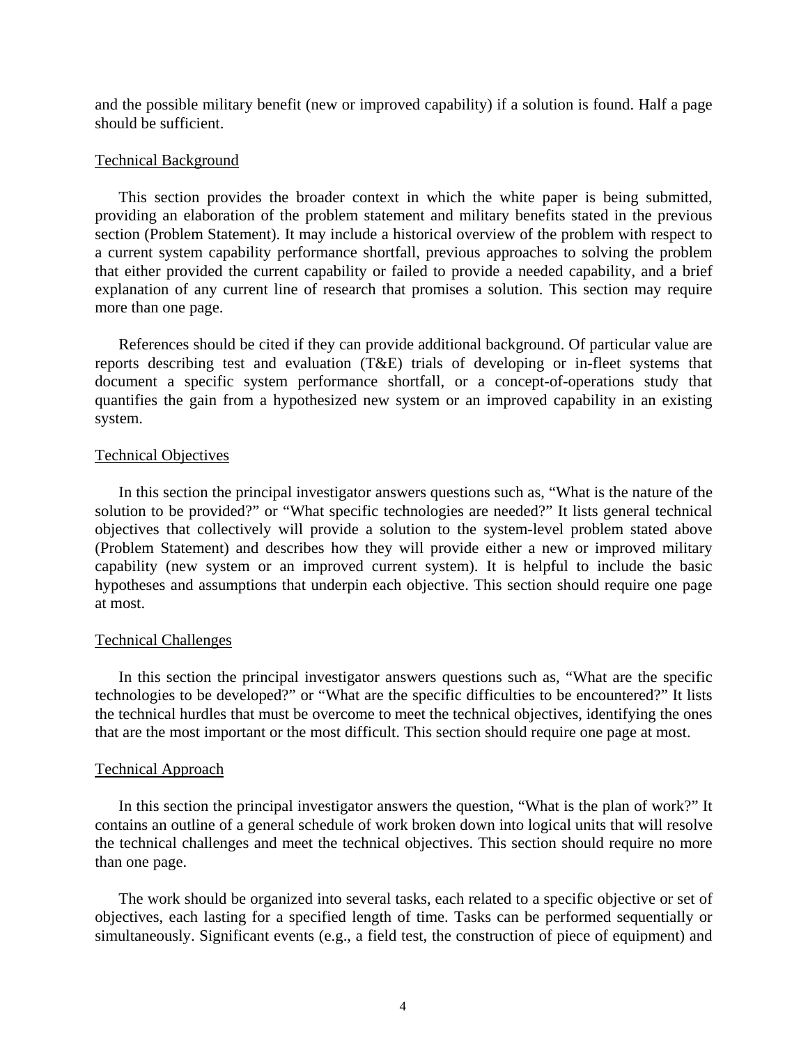and the possible military benefit (new or improved capability) if a solution is found. Half a page should be sufficient.

<u>Technical Background</u>

This section provides the broader context in which the white paper is being submitted, providing an elaboration of the problem statement and military benefits stated in the previous section (Problem Statement). It may include a historical overview of the problem with respect to a current system capability performance shortfall, previous approaches to solving the problem that either provided the current capability or failed to provide a needed capability, and a brief explanation of any current line of research that promises a solution. This section may require more than one page.

References should be cited if they can provide additional background. Of particular value are reports describing test and evaluation (T&E) trials of developing or in-fleet systems that document a specific system performance shortfall, or a concept-of-operations study that quantifies the gain from a hypothesized new system or an improved capability in an existing system.

<u>Technical Objectives</u>

In this section the principal investigator answers questions such as, "What is the nature of the solution to be provided?" or "What specific technologies are needed?" It lists general technical objectives that collectively will provide a solution to the system-level problem stated above (Problem Statement) and describes how they will provide either a new or improved military capability (new system or an improved current system). It is helpful to include the basic hypotheses and assumptions that underpin each objective. This section should require one page at most.

<u>Technical Challenges</u>

In this section the principal investigator answers questions such as, "What are the specific technologies to be developed?" or "What are the specific difficulties to be encountered?" It lists the technical hurdles that must be overcome to meet the technical objectives, identifying the ones that are the most important or the most difficult. This section should require one page at most.

<u>Technical Approach</u>

In this section the principal investigator answers the question, "What is the plan of work?" It contains an outline of a general schedule of work broken down into logical units that will resolve the technical challenges and meet the technical objectives. This section should require no more than one page.

The work should be organized into several tasks, each related to a specific objective or set of objectives, each lasting for a specified length of time. Tasks can be performed sequentially or simultaneously. Significant events (e.g., a field test, the construction of piece of equipment) and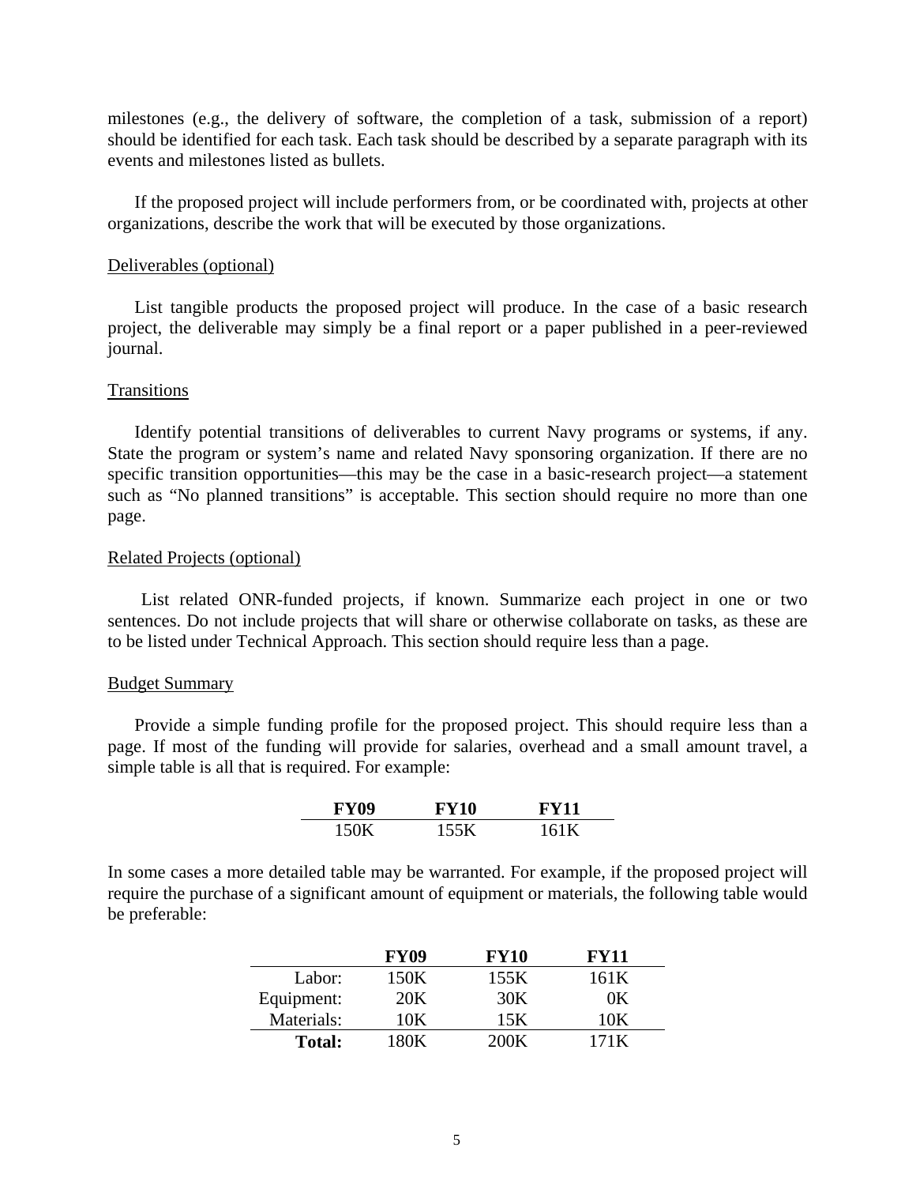milestones (e.g., the delivery of software, the completion of a task, submission of a report) should be identified for each task. Each task should be described by a separate paragraph with its events and milestones listed as bullets.

If the proposed project will include performers from, or be coordinated with, projects at other organizations, describe the work that will be executed by those organizations.

Deliverables (optional)

List tangible products the proposed project will produce. In the case of a basic research project, the deliverable may simply be a final report or a paper published in a peer-reviewed journal.

Transitions

Identify potential transitions of deliverables to current Navy programs or systems, if any. State the program or system's name and related Navy sponsoring organization. If there are no specific transition opportunities—this may be the case in a basic-research project—a statement such as "No planned transitions" is acceptable. This section should require no more than one page.

Related Projects (optional)

List related ONR-funded projects, if known. Summarize each project in one or two sentences. Do not include projects that will share or otherwise collaborate on tasks, as these are to be listed under Technical Approach. This section should require less than a page.

Budget Summary

Provide a simple funding profile for the proposed project. This should require less than a page. If most of the funding will provide for salaries, overhead and a small amount travel, a simple table is all that is required. For example:

| **FY09** | **FY10** | **FY11** |
|---|---|---|
| 150K | 155K | 161K |

In some cases a more detailed table may be warranted. For example, if the proposed project will require the purchase of a significant amount of equipment or materials, the following table would be preferable:

| | **FY09** | **FY10** | **FY11** |
|---|---|---|---|
| Labor: | 150K | 155K | 161K |
| Equipment: | 20K | 30K | 0K |
| Materials: | 10K | 15K | 10K |
| **Total:** | 180K | 200K | 171K |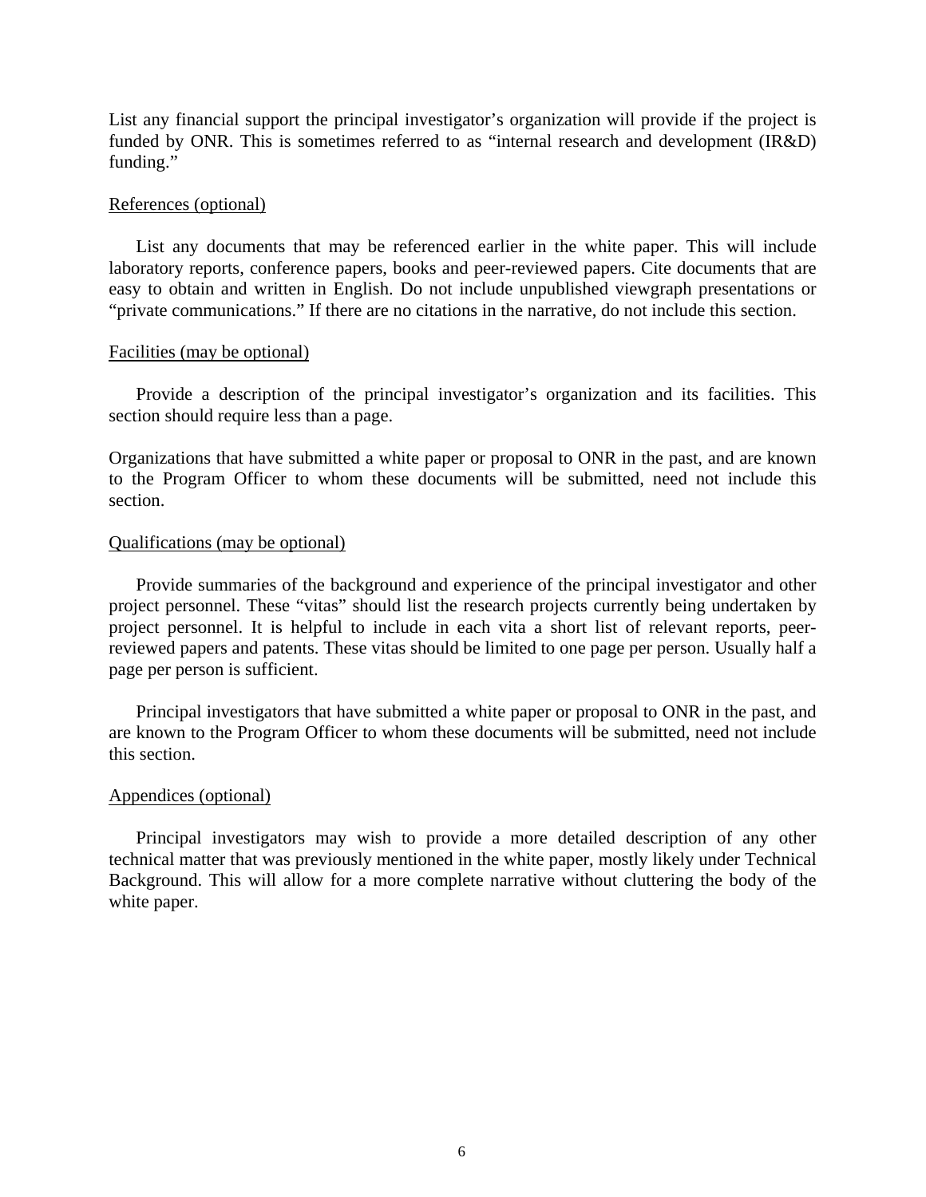List any financial support the principal investigator's organization will provide if the project is funded by ONR. This is sometimes referred to as "internal research and development (IR&D) funding."

<u>References (optional)</u>

List any documents that may be referenced earlier in the white paper. This will include laboratory reports, conference papers, books and peer-reviewed papers. Cite documents that are easy to obtain and written in English. Do not include unpublished viewgraph presentations or "private communications." If there are no citations in the narrative, do not include this section.

<u>Facilities (may be optional)</u>

Provide a description of the principal investigator's organization and its facilities. This section should require less than a page.

Organizations that have submitted a white paper or proposal to ONR in the past, and are known to the Program Officer to whom these documents will be submitted, need not include this section.

<u>Qualifications (may be optional)</u>

Provide summaries of the background and experience of the principal investigator and other project personnel. These "vitas" should list the research projects currently being undertaken by project personnel. It is helpful to include in each vita a short list of relevant reports, peer-reviewed papers and patents. These vitas should be limited to one page per person. Usually half a page per person is sufficient.

Principal investigators that have submitted a white paper or proposal to ONR in the past, and are known to the Program Officer to whom these documents will be submitted, need not include this section.

<u>Appendices (optional)</u>

Principal investigators may wish to provide a more detailed description of any other technical matter that was previously mentioned in the white paper, mostly likely under Technical Background. This will allow for a more complete narrative without cluttering the body of the white paper.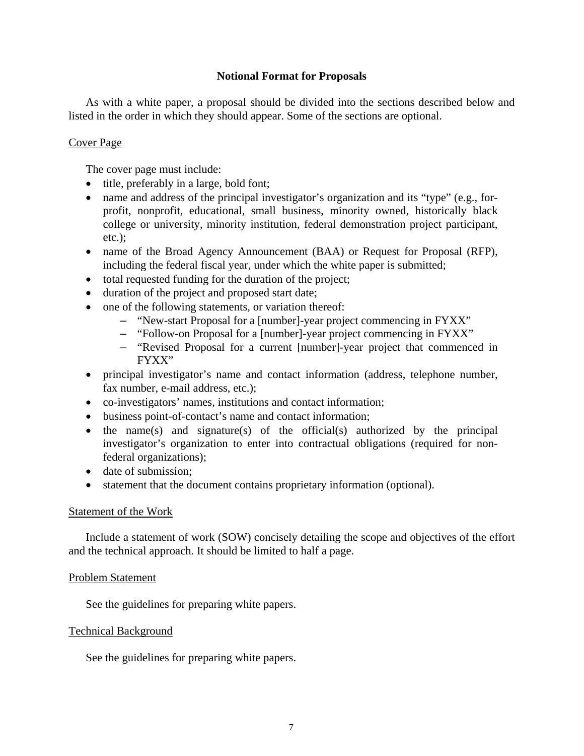## Notional Format for Proposals

As with a white paper, a proposal should be divided into the sections described below and listed in the order in which they should appear. Some of the sections are optional.

### Cover Page

The cover page must include:

- title, preferably in a large, bold font;
- name and address of the principal investigator's organization and its "type" (e.g., for-profit, nonprofit, educational, small business, minority owned, historically black college or university, minority institution, federal demonstration project participant, etc.);
- name of the Broad Agency Announcement (BAA) or Request for Proposal (RFP), including the federal fiscal year, under which the white paper is submitted;
- total requested funding for the duration of the project;
- duration of the project and proposed start date;
- one of the following statements, or variation thereof:
  - "New-start Proposal for a [number]-year project commencing in FYXX"
  - "Follow-on Proposal for a [number]-year project commencing in FYXX"
  - "Revised Proposal for a current [number]-year project that commenced in FYXX"
- principal investigator's name and contact information (address, telephone number, fax number, e-mail address, etc.);
- co-investigators' names, institutions and contact information;
- business point-of-contact's name and contact information;
- the name(s) and signature(s) of the official(s) authorized by the principal investigator's organization to enter into contractual obligations (required for non-federal organizations);
- date of submission;
- statement that the document contains proprietary information (optional).

### Statement of the Work

Include a statement of work (SOW) concisely detailing the scope and objectives of the effort and the technical approach. It should be limited to half a page.

### Problem Statement

See the guidelines for preparing white papers.

### Technical Background

See the guidelines for preparing white papers.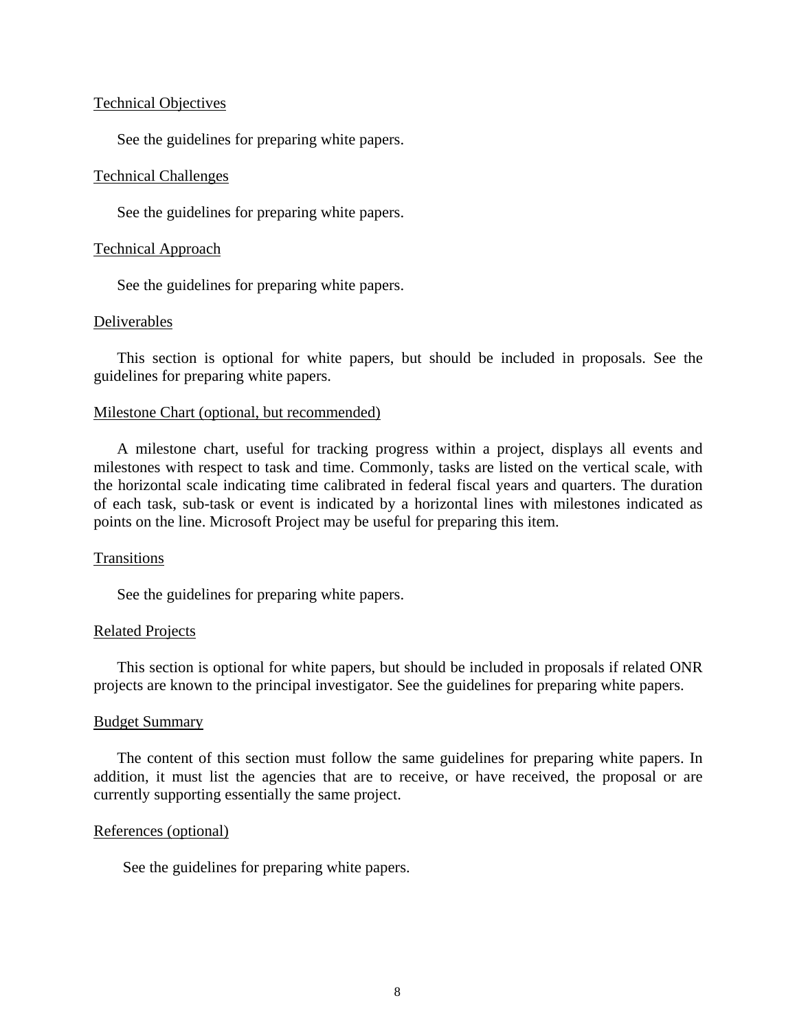<u>Technical Objectives</u>

See the guidelines for preparing white papers.

<u>Technical Challenges</u>

See the guidelines for preparing white papers.

<u>Technical Approach</u>

See the guidelines for preparing white papers.

<u>Deliverables</u>

This section is optional for white papers, but should be included in proposals. See the guidelines for preparing white papers.

<u>Milestone Chart (optional, but recommended)</u>

A milestone chart, useful for tracking progress within a project, displays all events and milestones with respect to task and time. Commonly, tasks are listed on the vertical scale, with the horizontal scale indicating time calibrated in federal fiscal years and quarters. The duration of each task, sub-task or event is indicated by a horizontal lines with milestones indicated as points on the line. Microsoft Project may be useful for preparing this item.

<u>Transitions</u>

See the guidelines for preparing white papers.

<u>Related Projects</u>

This section is optional for white papers, but should be included in proposals if related ONR projects are known to the principal investigator. See the guidelines for preparing white papers.

<u>Budget Summary</u>

The content of this section must follow the same guidelines for preparing white papers. In addition, it must list the agencies that are to receive, or have received, the proposal or are currently supporting essentially the same project.

<u>References (optional)</u>

See the guidelines for preparing white papers.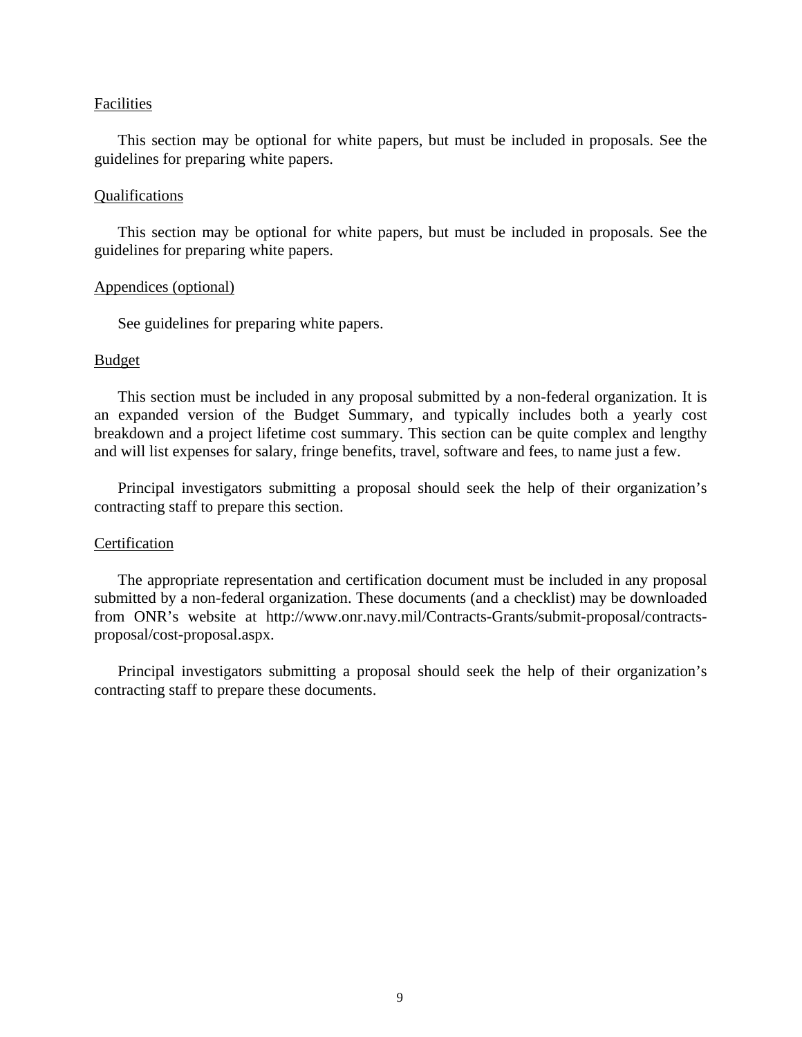Facilities

This section may be optional for white papers, but must be included in proposals. See the guidelines for preparing white papers.

Qualifications

This section may be optional for white papers, but must be included in proposals. See the guidelines for preparing white papers.

Appendices (optional)

See guidelines for preparing white papers.

Budget

This section must be included in any proposal submitted by a non-federal organization. It is an expanded version of the Budget Summary, and typically includes both a yearly cost breakdown and a project lifetime cost summary. This section can be quite complex and lengthy and will list expenses for salary, fringe benefits, travel, software and fees, to name just a few.

Principal investigators submitting a proposal should seek the help of their organization's contracting staff to prepare this section.

Certification

The appropriate representation and certification document must be included in any proposal submitted by a non-federal organization. These documents (and a checklist) may be downloaded from ONR's website at http://www.onr.navy.mil/Contracts-Grants/submit-proposal/contracts-proposal/cost-proposal.aspx.

Principal investigators submitting a proposal should seek the help of their organization's contracting staff to prepare these documents.